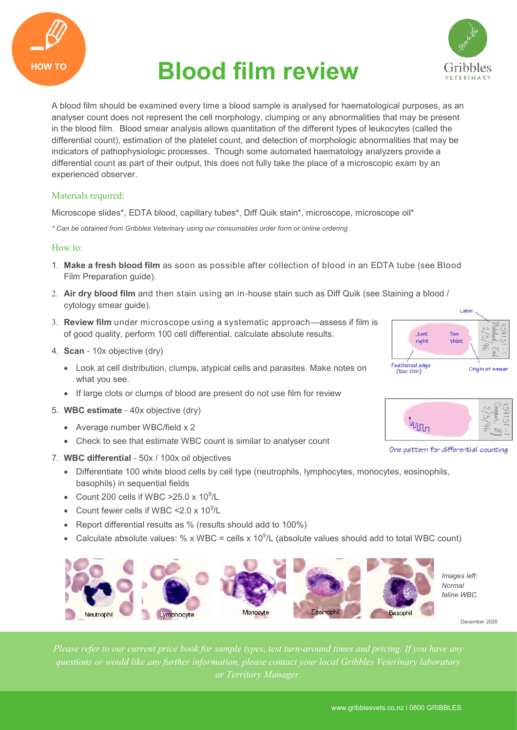# Blood film review

A blood film should be examined every time a blood sample is analysed for haematological purposes, as an analyser count does not represent the cell morphology, clumping or any abnormalities that may be present in the blood film. Blood smear analysis allows quantitation of the different types of leukocytes (called the differential count), estimation of the platelet count, and detection of morphologic abnormalities that may be indicators of pathophysiologic processes. Though some automated haematology analyzers provide a differential count as part of their output, this does not fully take the place of a microscopic exam by an experienced observer.

## Materials required:

Microscope slides*, EDTA blood, capillary tubes*, Diff Quik stain*, microscope, microscope oil*

*\* Can be obtained from Gribbles Veterinary using our consumables order form or online ordering*

## How to:

1. **Make a fresh blood film** as soon as possible after collection of blood in an EDTA tube (see Blood Film Preparation guide).
2. **Air dry blood film** and then stain using an in-house stain such as Diff Quik (see Staining a blood / cytology smear guide).
3. **Review film** under microscope using a systematic approach—assess if film is of good quality, perform 100 cell differential, calculate absolute results.
4. **Scan** - 10x objective (dry)
   - Look at cell distribution, clumps, atypical cells and parasites. Make notes on what you see.
   - If large clots or clumps of blood are present do not use film for review
5. **WBC estimate** - 40x objective (dry)
   - Average number WBC/field x 2
   - Check to see that estimate WBC count is similar to analyser count
7. **WBC differential** - 50x / 100x oil objectives
   - Differentiate 100 white blood cells by cell type (neutrophils, lymphocytes, monocytes, eosinophils, basophils) in sequential fields
   - Count 200 cells if WBC >25.0 x $10^9$/L
   - Count fewer cells if WBC <2.0 x $10^9$/L
   - Report differential results as % (results should add to 100%)
   - Calculate absolute values: % x WBC = cells x $10^9$/L (absolute values should add to total WBC count)

Label | Just right | Too thick | Feathered edge (too thin) | Origin of smear

One pattern for differential counting

Neutrophil | Lymphocyte | Monocyte | Eosinophil | Basophil

*Images left: Normal feline WBC.*

December 2020

*Please refer to our current price book for sample types, test turn-around times and pricing. If you have any questions or would like any further information, please contact your local Gribbles Veterinary laboratory or Territory Manager.*

www.gribblesvets.co.nz I 0800 GRIBBLES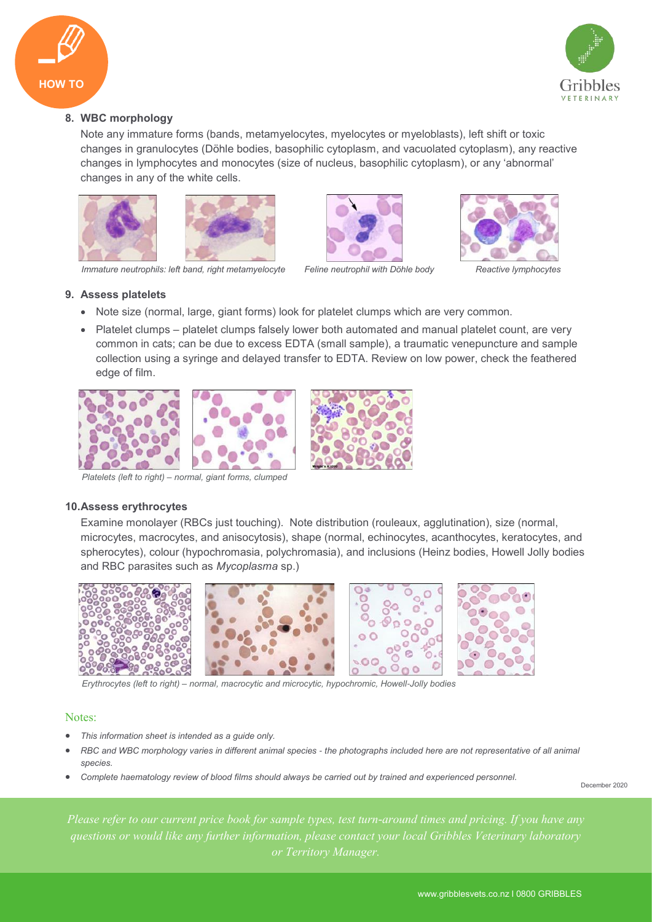## 8. WBC morphology

Note any immature forms (bands, metamyelocytes, myelocytes or myeloblasts), left shift or toxic changes in granulocytes (Döhle bodies, basophilic cytoplasm, and vacuolated cytoplasm), any reactive changes in lymphocytes and monocytes (size of nucleus, basophilic cytoplasm), or any 'abnormal' changes in any of the white cells.

*Immature neutrophils: left band, right metamyelocyte*

*Feline neutrophil with Döhle body*

*Reactive lymphocytes*

## 9. Assess platelets

- Note size (normal, large, giant forms) look for platelet clumps which are very common.
- Platelet clumps – platelet clumps falsely lower both automated and manual platelet count, are very common in cats; can be due to excess EDTA (small sample), a traumatic venepuncture and sample collection using a syringe and delayed transfer to EDTA. Review on low power, check the feathered edge of film.

*Platelets (left to right) – normal, giant forms, clumped*

## 10. Assess erythrocytes

Examine monolayer (RBCs just touching). Note distribution (rouleaux, agglutination), size (normal, microcytes, macrocytes, and anisocytosis), shape (normal, echinocytes, acanthocytes, keratocytes, and spherocytes), colour (hypochromasia, polychromasia), and inclusions (Heinz bodies, Howell Jolly bodies and RBC parasites such as *Mycoplasma* sp.)

*Erythrocytes (left to right) – normal, macrocytic and microcytic, hypochromic, Howell-Jolly bodies*

Notes:

- *This information sheet is intended as a guide only.*
- *RBC and WBC morphology varies in different animal species - the photographs included here are not representative of all animal species.*
- *Complete haematology review of blood films should always be carried out by trained and experienced personnel.*

December 2020

*Please refer to our current price book for sample types, test turn-around times and pricing. If you have any questions or would like any further information, please contact your local Gribbles Veterinary laboratory or Territory Manager.*

www.gribblesvets.co.nz I 0800 GRIBBLES